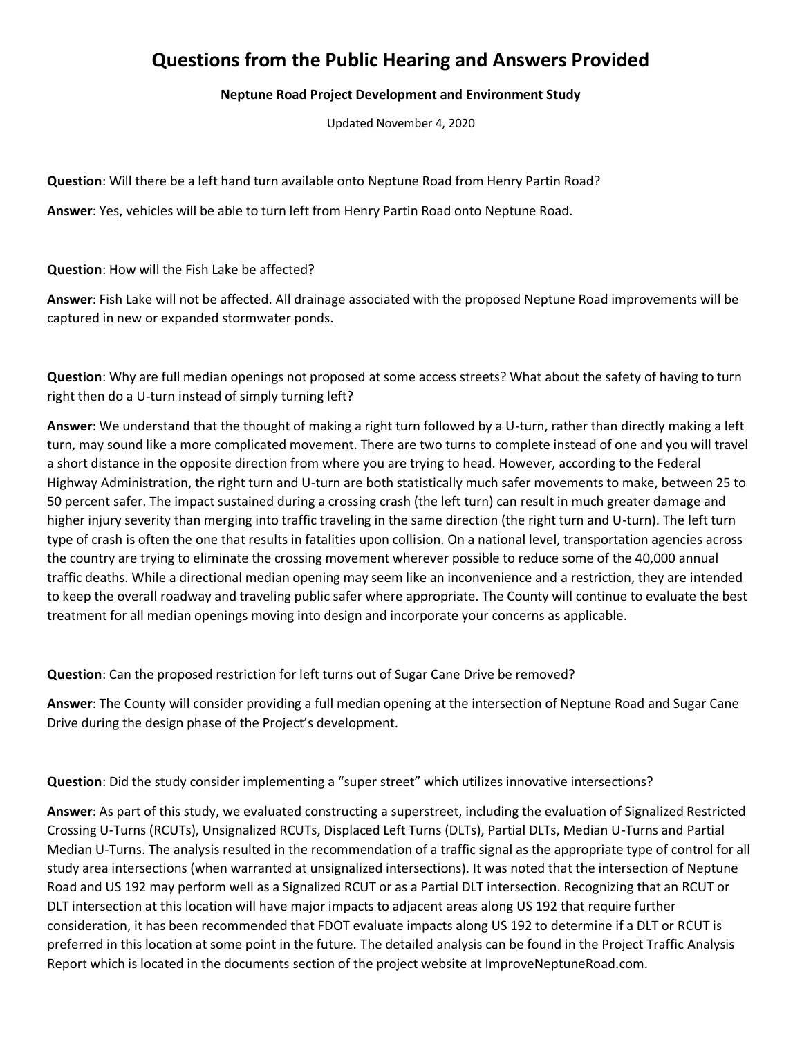# Questions from the Public Hearing and Answers Provided

**Neptune Road Project Development and Environment Study**

Updated November 4, 2020

**Question**: Will there be a left hand turn available onto Neptune Road from Henry Partin Road?

**Answer**: Yes, vehicles will be able to turn left from Henry Partin Road onto Neptune Road.

**Question**: How will the Fish Lake be affected?

**Answer**: Fish Lake will not be affected. All drainage associated with the proposed Neptune Road improvements will be captured in new or expanded stormwater ponds.

**Question**: Why are full median openings not proposed at some access streets? What about the safety of having to turn right then do a U-turn instead of simply turning left?

**Answer**: We understand that the thought of making a right turn followed by a U-turn, rather than directly making a left turn, may sound like a more complicated movement. There are two turns to complete instead of one and you will travel a short distance in the opposite direction from where you are trying to head. However, according to the Federal Highway Administration, the right turn and U-turn are both statistically much safer movements to make, between 25 to 50 percent safer. The impact sustained during a crossing crash (the left turn) can result in much greater damage and higher injury severity than merging into traffic traveling in the same direction (the right turn and U-turn). The left turn type of crash is often the one that results in fatalities upon collision. On a national level, transportation agencies across the country are trying to eliminate the crossing movement wherever possible to reduce some of the 40,000 annual traffic deaths. While a directional median opening may seem like an inconvenience and a restriction, they are intended to keep the overall roadway and traveling public safer where appropriate. The County will continue to evaluate the best treatment for all median openings moving into design and incorporate your concerns as applicable.

**Question**: Can the proposed restriction for left turns out of Sugar Cane Drive be removed?

**Answer**: The County will consider providing a full median opening at the intersection of Neptune Road and Sugar Cane Drive during the design phase of the Project's development.

**Question**: Did the study consider implementing a "super street" which utilizes innovative intersections?

**Answer**: As part of this study, we evaluated constructing a superstreet, including the evaluation of Signalized Restricted Crossing U-Turns (RCUTs), Unsignalized RCUTs, Displaced Left Turns (DLTs), Partial DLTs, Median U-Turns and Partial Median U-Turns. The analysis resulted in the recommendation of a traffic signal as the appropriate type of control for all study area intersections (when warranted at unsignalized intersections). It was noted that the intersection of Neptune Road and US 192 may perform well as a Signalized RCUT or as a Partial DLT intersection. Recognizing that an RCUT or DLT intersection at this location will have major impacts to adjacent areas along US 192 that require further consideration, it has been recommended that FDOT evaluate impacts along US 192 to determine if a DLT or RCUT is preferred in this location at some point in the future. The detailed analysis can be found in the Project Traffic Analysis Report which is located in the documents section of the project website at ImproveNeptuneRoad.com.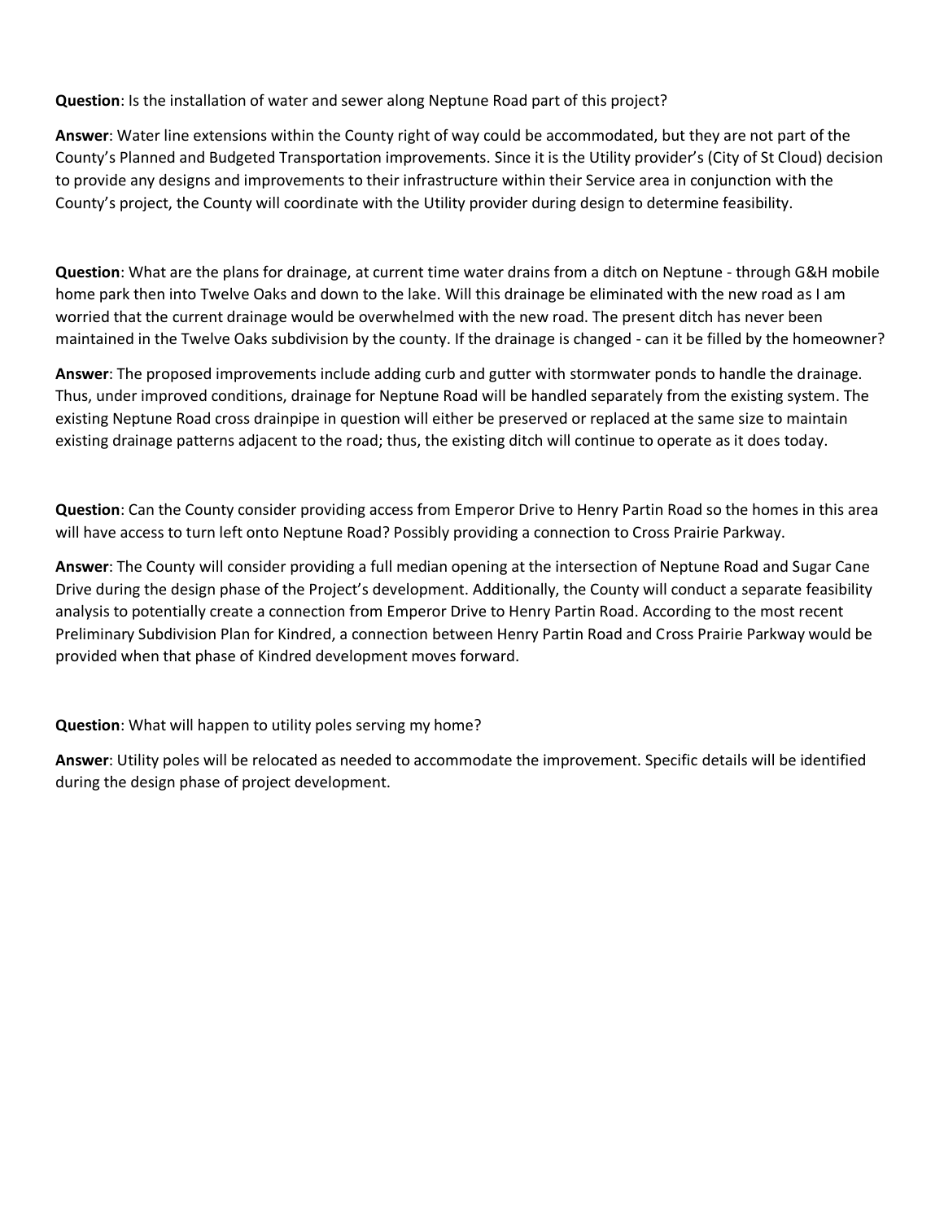**Question**: Is the installation of water and sewer along Neptune Road part of this project?

**Answer**: Water line extensions within the County right of way could be accommodated, but they are not part of the County's Planned and Budgeted Transportation improvements. Since it is the Utility provider's (City of St Cloud) decision to provide any designs and improvements to their infrastructure within their Service area in conjunction with the County's project, the County will coordinate with the Utility provider during design to determine feasibility.

**Question**: What are the plans for drainage, at current time water drains from a ditch on Neptune - through G&H mobile home park then into Twelve Oaks and down to the lake. Will this drainage be eliminated with the new road as I am worried that the current drainage would be overwhelmed with the new road. The present ditch has never been maintained in the Twelve Oaks subdivision by the county. If the drainage is changed - can it be filled by the homeowner?

**Answer**: The proposed improvements include adding curb and gutter with stormwater ponds to handle the drainage. Thus, under improved conditions, drainage for Neptune Road will be handled separately from the existing system. The existing Neptune Road cross drainpipe in question will either be preserved or replaced at the same size to maintain existing drainage patterns adjacent to the road; thus, the existing ditch will continue to operate as it does today.

**Question**: Can the County consider providing access from Emperor Drive to Henry Partin Road so the homes in this area will have access to turn left onto Neptune Road? Possibly providing a connection to Cross Prairie Parkway.

**Answer**: The County will consider providing a full median opening at the intersection of Neptune Road and Sugar Cane Drive during the design phase of the Project's development. Additionally, the County will conduct a separate feasibility analysis to potentially create a connection from Emperor Drive to Henry Partin Road. According to the most recent Preliminary Subdivision Plan for Kindred, a connection between Henry Partin Road and Cross Prairie Parkway would be provided when that phase of Kindred development moves forward.

**Question**: What will happen to utility poles serving my home?

**Answer**: Utility poles will be relocated as needed to accommodate the improvement. Specific details will be identified during the design phase of project development.